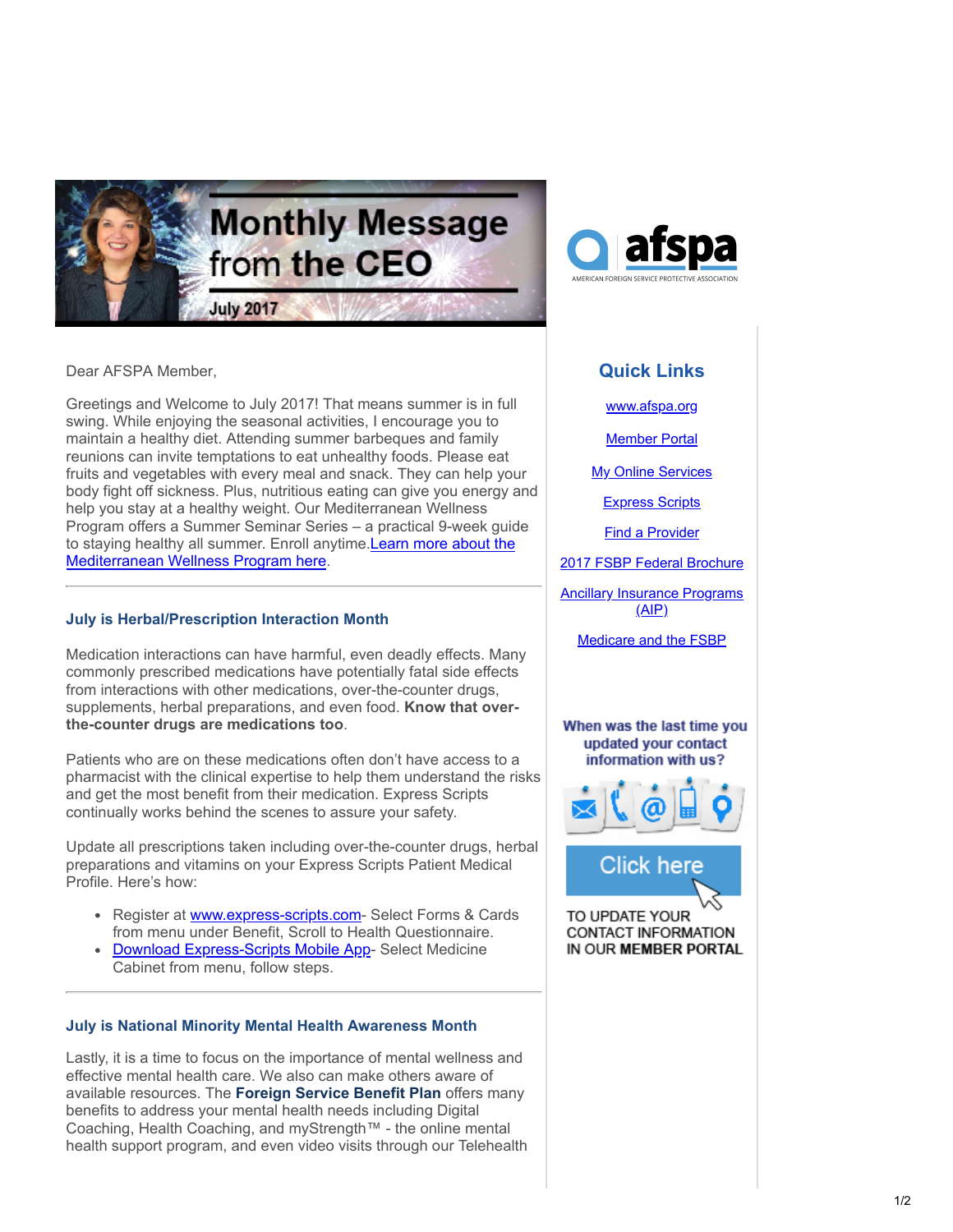# Monthly Message from the CEO

July 2017

afspa
AMERICAN FOREIGN SERVICE PROTECTIVE ASSOCIATION

Dear AFSPA Member,

Greetings and Welcome to July 2017! That means summer is in full swing. While enjoying the seasonal activities, I encourage you to maintain a healthy diet. Attending summer barbeques and family reunions can invite temptations to eat unhealthy foods. Please eat fruits and vegetables with every meal and snack. They can help your body fight off sickness. Plus, nutritious eating can give you energy and help you stay at a healthy weight. Our Mediterranean Wellness Program offers a Summer Seminar Series – a practical 9-week guide to staying healthy all summer. Enroll anytime. Learn more about the Mediterranean Wellness Program here.

---

### July is Herbal/Prescription Interaction Month

Medication interactions can have harmful, even deadly effects. Many commonly prescribed medications have potentially fatal side effects from interactions with other medications, over-the-counter drugs, supplements, herbal preparations, and even food. **Know that over-the-counter drugs are medications too**.

Patients who are on these medications often don't have access to a pharmacist with the clinical expertise to help them understand the risks and get the most benefit from their medication. Express Scripts continually works behind the scenes to assure your safety.

Update all prescriptions taken including over-the-counter drugs, herbal preparations and vitamins on your Express Scripts Patient Medical Profile. Here's how:

- Register at www.express-scripts.com- Select Forms & Cards from menu under Benefit, Scroll to Health Questionnaire.
- Download Express-Scripts Mobile App- Select Medicine Cabinet from menu, follow steps.

---

### July is National Minority Mental Health Awareness Month

Lastly, it is a time to focus on the importance of mental wellness and effective mental health care. We also can make others aware of available resources. The **Foreign Service Benefit Plan** offers many benefits to address your mental health needs including Digital Coaching, Health Coaching, and myStrength™ - the online mental health support program, and even video visits through our Telehealth

## Quick Links

- www.afspa.org
- Member Portal
- My Online Services
- Express Scripts
- Find a Provider
- 2017 FSBP Federal Brochure
- Ancillary Insurance Programs (AIP)
- Medicare and the FSBP

**When was the last time you updated your contact information with us?**

Click here

TO UPDATE YOUR CONTACT INFORMATION IN OUR MEMBER PORTAL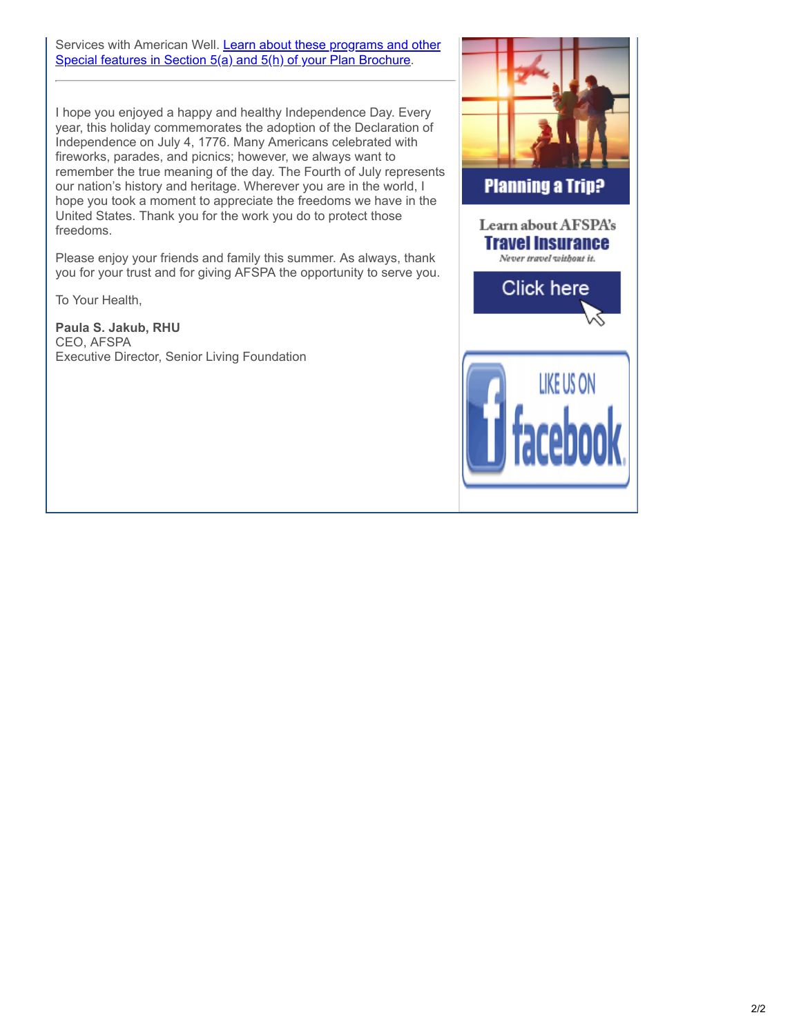Services with American Well. Learn about these programs and other Special features in Section 5(a) and 5(h) of your Plan Brochure.

---

I hope you enjoyed a happy and healthy Independence Day. Every year, this holiday commemorates the adoption of the Declaration of Independence on July 4, 1776. Many Americans celebrated with fireworks, parades, and picnics; however, we always want to remember the true meaning of the day. The Fourth of July represents our nation's history and heritage. Wherever you are in the world, I hope you took a moment to appreciate the freedoms we have in the United States. Thank you for the work you do to protect those freedoms.

Please enjoy your friends and family this summer. As always, thank you for your trust and for giving AFSPA the opportunity to serve you.

To Your Health,

**Paula S. Jakub, RHU**
CEO, AFSPA
Executive Director, Senior Living Foundation

Planning a Trip?

Learn about AFSPA's
**Travel Insurance**
*Never travel without it.*

Click here

LIKE US ON facebook